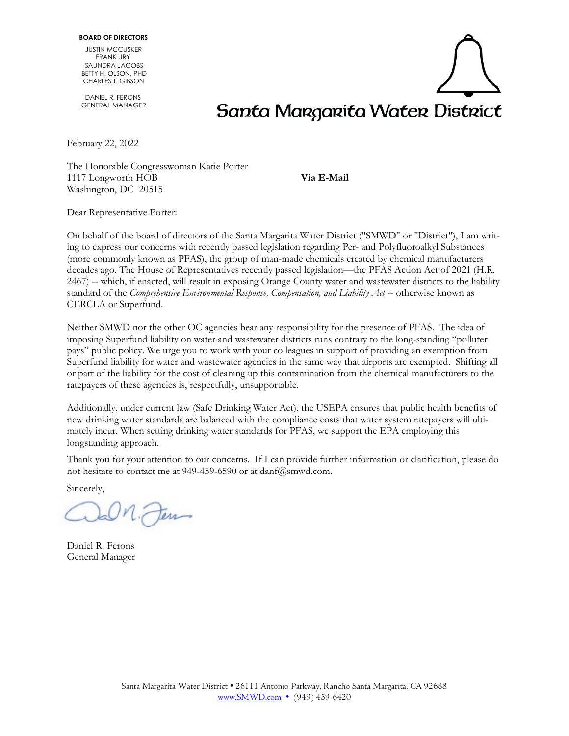**BOARD OF DIRECTORS**

JUSTIN MCCUSKER
FRANK URY
SAUNDRA JACOBS
BETTY H. OLSON, PHD
CHARLES T. GIBSON

DANIEL R. FERONS
GENERAL MANAGER

# Santa Margarita Water District

February 22, 2022

The Honorable Congresswoman Katie Porter
1117 Longworth HOB
Washington, DC 20515

**Via E-Mail**

Dear Representative Porter:

On behalf of the board of directors of the Santa Margarita Water District ("SMWD" or "District"), I am writing to express our concerns with recently passed legislation regarding Per- and Polyfluoroalkyl Substances (more commonly known as PFAS), the group of man-made chemicals created by chemical manufacturers decades ago. The House of Representatives recently passed legislation—the PFAS Action Act of 2021 (H.R. 2467) -- which, if enacted, will result in exposing Orange County water and wastewater districts to the liability standard of the *Comprehensive Environmental Response, Compensation, and Liability Act* -- otherwise known as CERCLA or Superfund.

Neither SMWD nor the other OC agencies bear any responsibility for the presence of PFAS. The idea of imposing Superfund liability on water and wastewater districts runs contrary to the long-standing "polluter pays" public policy. We urge you to work with your colleagues in support of providing an exemption from Superfund liability for water and wastewater agencies in the same way that airports are exempted. Shifting all or part of the liability for the cost of cleaning up this contamination from the chemical manufacturers to the ratepayers of these agencies is, respectfully, unsupportable.

Additionally, under current law (Safe Drinking Water Act), the USEPA ensures that public health benefits of new drinking water standards are balanced with the compliance costs that water system ratepayers will ultimately incur. When setting drinking water standards for PFAS, we support the EPA employing this longstanding approach.

Thank you for your attention to our concerns. If I can provide further information or clarification, please do not hesitate to contact me at 949-459-6590 or at danf@smwd.com.

Sincerely,

Daniel R. Ferons
General Manager

Santa Margarita Water District • 26111 Antonio Parkway, Rancho Santa Margarita, CA 92688
www.SMWD.com • (949) 459-6420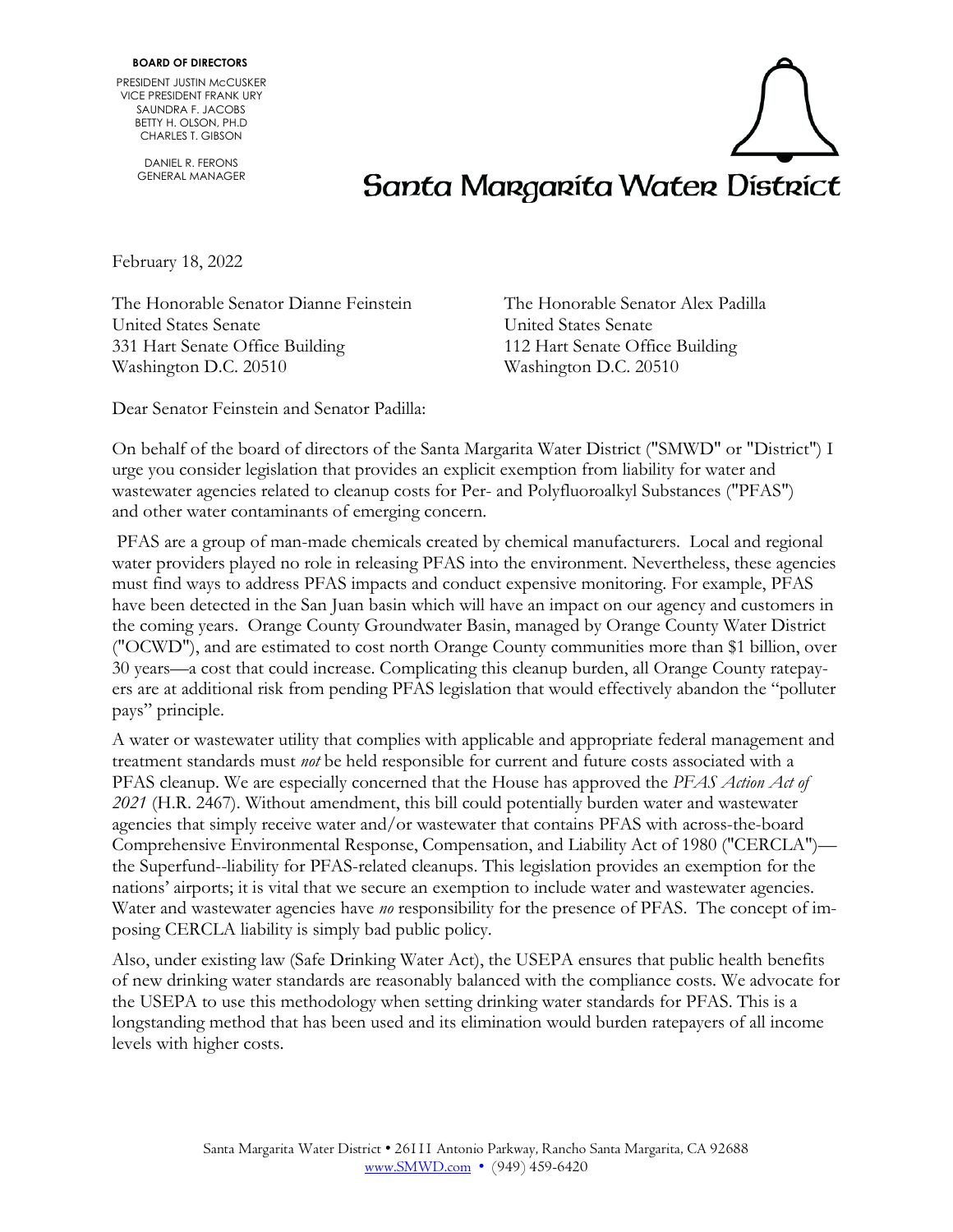**BOARD OF DIRECTORS**

PRESIDENT JUSTIN McCUSKER
VICE PRESIDENT FRANK URY
SAUNDRA F. JACOBS
BETTY H. OLSON, PH.D
CHARLES T. GIBSON

DANIEL R. FERONS
GENERAL MANAGER

# Santa Margarita Water District

February 18, 2022

The Honorable Senator Dianne Feinstein
United States Senate
331 Hart Senate Office Building
Washington D.C. 20510

The Honorable Senator Alex Padilla
United States Senate
112 Hart Senate Office Building
Washington D.C. 20510

Dear Senator Feinstein and Senator Padilla:

On behalf of the board of directors of the Santa Margarita Water District ("SMWD" or "District") I urge you consider legislation that provides an explicit exemption from liability for water and wastewater agencies related to cleanup costs for Per- and Polyfluoroalkyl Substances ("PFAS") and other water contaminants of emerging concern.

PFAS are a group of man-made chemicals created by chemical manufacturers. Local and regional water providers played no role in releasing PFAS into the environment. Nevertheless, these agencies must find ways to address PFAS impacts and conduct expensive monitoring. For example, PFAS have been detected in the San Juan basin which will have an impact on our agency and customers in the coming years. Orange County Groundwater Basin, managed by Orange County Water District ("OCWD"), and are estimated to cost north Orange County communities more than $1 billion, over 30 years—a cost that could increase. Complicating this cleanup burden, all Orange County ratepayers are at additional risk from pending PFAS legislation that would effectively abandon the "polluter pays" principle.

A water or wastewater utility that complies with applicable and appropriate federal management and treatment standards must *not* be held responsible for current and future costs associated with a PFAS cleanup. We are especially concerned that the House has approved the *PFAS Action Act of 2021* (H.R. 2467). Without amendment, this bill could potentially burden water and wastewater agencies that simply receive water and/or wastewater that contains PFAS with across-the-board Comprehensive Environmental Response, Compensation, and Liability Act of 1980 ("CERCLA")—the Superfund--liability for PFAS-related cleanups. This legislation provides an exemption for the nations' airports; it is vital that we secure an exemption to include water and wastewater agencies. Water and wastewater agencies have *no* responsibility for the presence of PFAS. The concept of imposing CERCLA liability is simply bad public policy.

Also, under existing law (Safe Drinking Water Act), the USEPA ensures that public health benefits of new drinking water standards are reasonably balanced with the compliance costs. We advocate for the USEPA to use this methodology when setting drinking water standards for PFAS. This is a longstanding method that has been used and its elimination would burden ratepayers of all income levels with higher costs.

Santa Margarita Water District • 26111 Antonio Parkway, Rancho Santa Margarita, CA 92688
www.SMWD.com • (949) 459-6420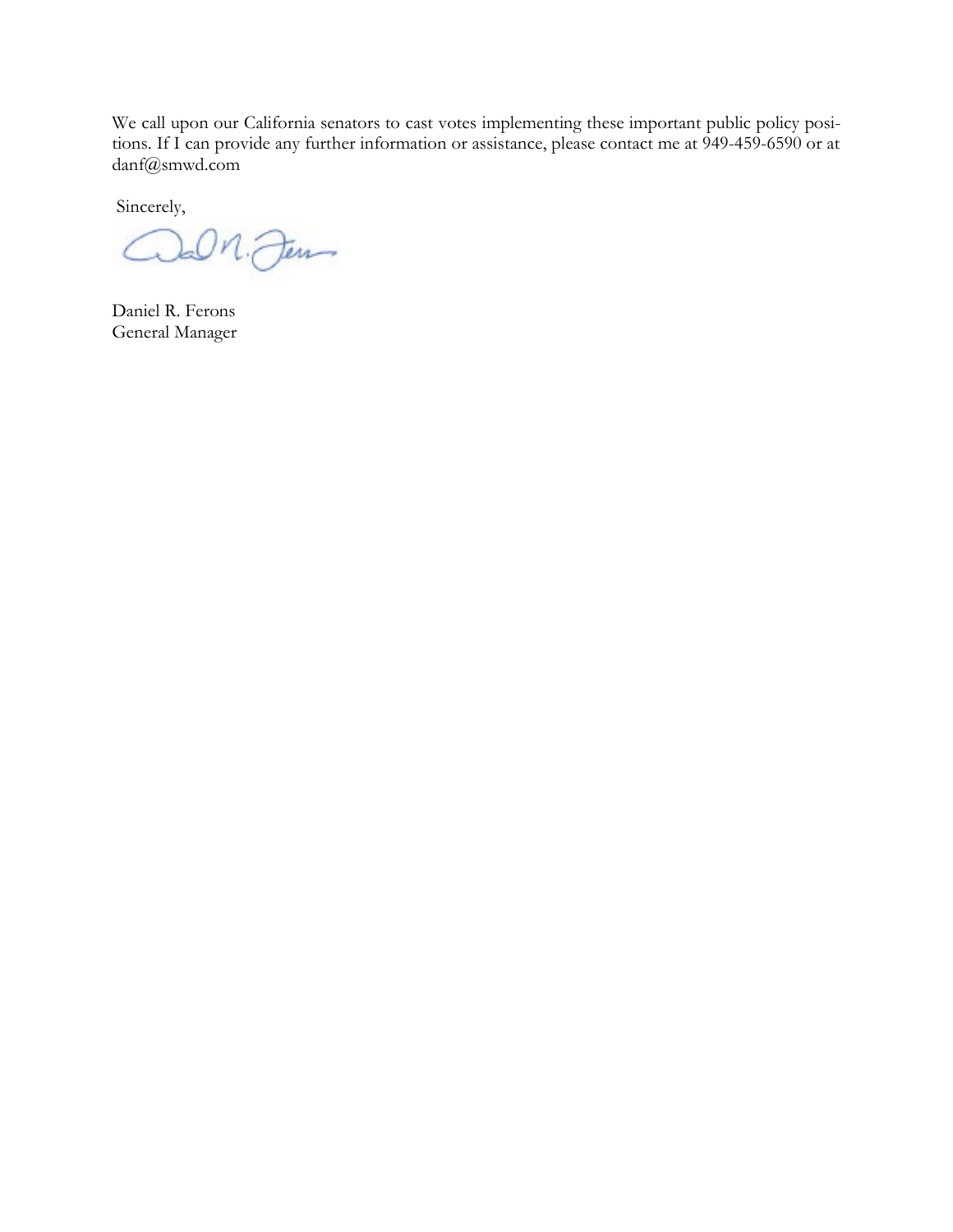We call upon our California senators to cast votes implementing these important public policy positions. If I can provide any further information or assistance, please contact me at 949-459-6590 or at danf@smwd.com

Sincerely,

Daniel R. Ferons
General Manager